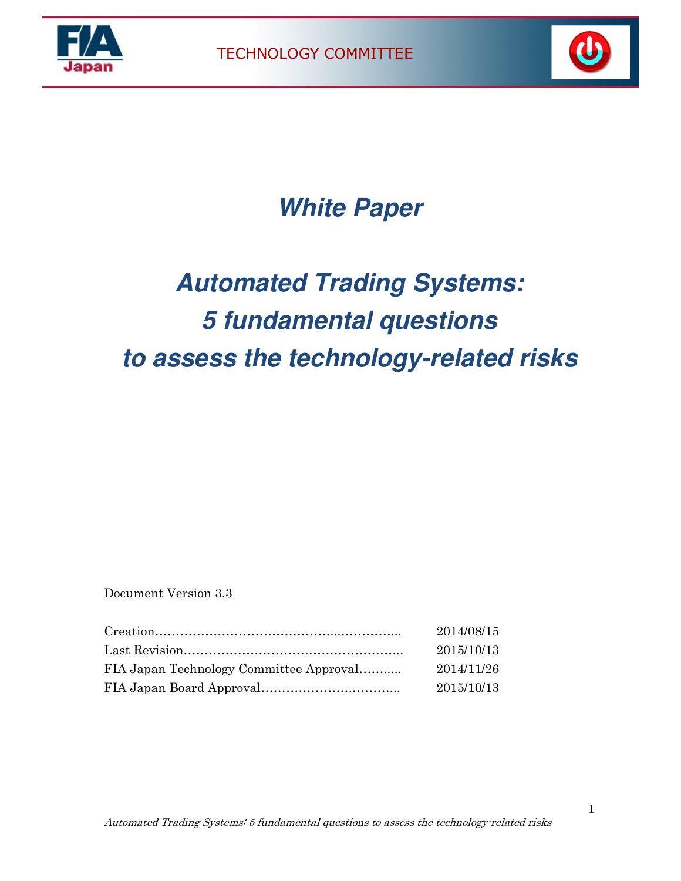FIA Japan

TECHNOLOGY COMMITTEE

# *White Paper*

# *Automated Trading Systems: 5 fundamental questions to assess the technology-related risks*

Document Version 3.3

| | |
|---|---|
| Creation…………………………………..………….. | 2014/08/15 |
| Last Revision…………………………………………….. | 2015/10/13 |
| FIA Japan Technology Committee Approval……..... | 2014/11/26 |
| FIA Japan Board Approval……………….………….. | 2015/10/13 |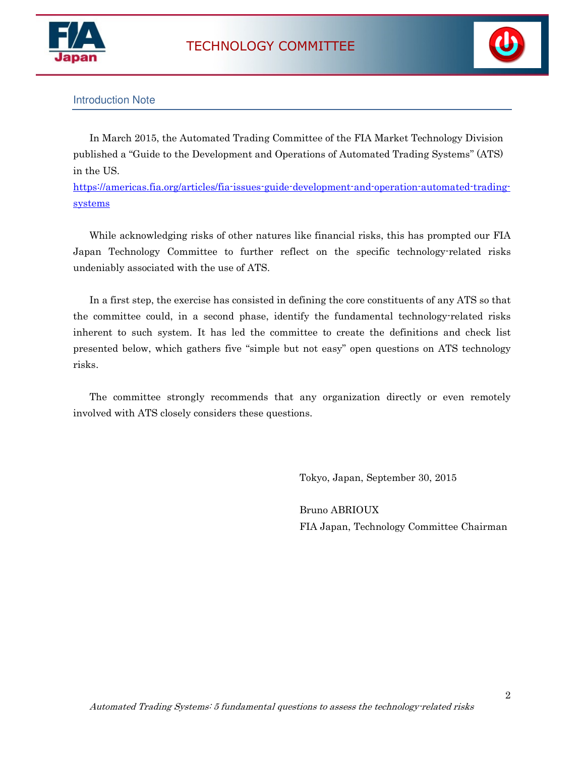## Introduction Note

In March 2015, the Automated Trading Committee of the FIA Market Technology Division published a "Guide to the Development and Operations of Automated Trading Systems" (ATS) in the US.
[https://americas.fia.org/articles/fia-issues-guide-development-and-operation-automated-trading-systems](https://americas.fia.org/articles/fia-issues-guide-development-and-operation-automated-trading-systems)

While acknowledging risks of other natures like financial risks, this has prompted our FIA Japan Technology Committee to further reflect on the specific technology-related risks undeniably associated with the use of ATS.

In a first step, the exercise has consisted in defining the core constituents of any ATS so that the committee could, in a second phase, identify the fundamental technology-related risks inherent to such system. It has led the committee to create the definitions and check list presented below, which gathers five "simple but not easy" open questions on ATS technology risks.

The committee strongly recommends that any organization directly or even remotely involved with ATS closely considers these questions.

Tokyo, Japan, September 30, 2015

Bruno ABRIOUX
FIA Japan, Technology Committee Chairman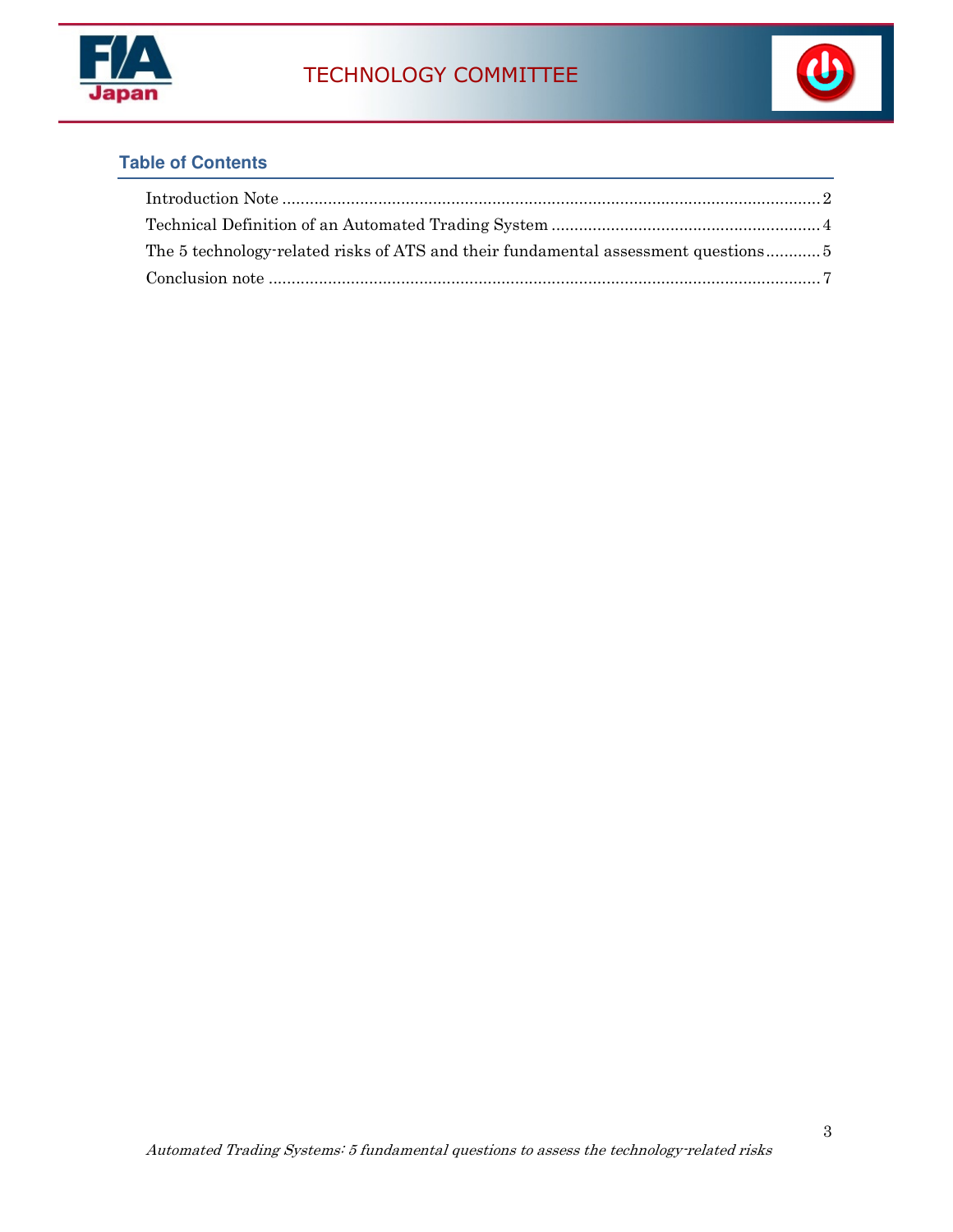## Table of Contents

Introduction Note ........................................................................................................... 2

Technical Definition of an Automated Trading System ........................................................... 4

The 5 technology-related risks of ATS and their fundamental assessment questions ............ 5

Conclusion note .............................................................................................................. 7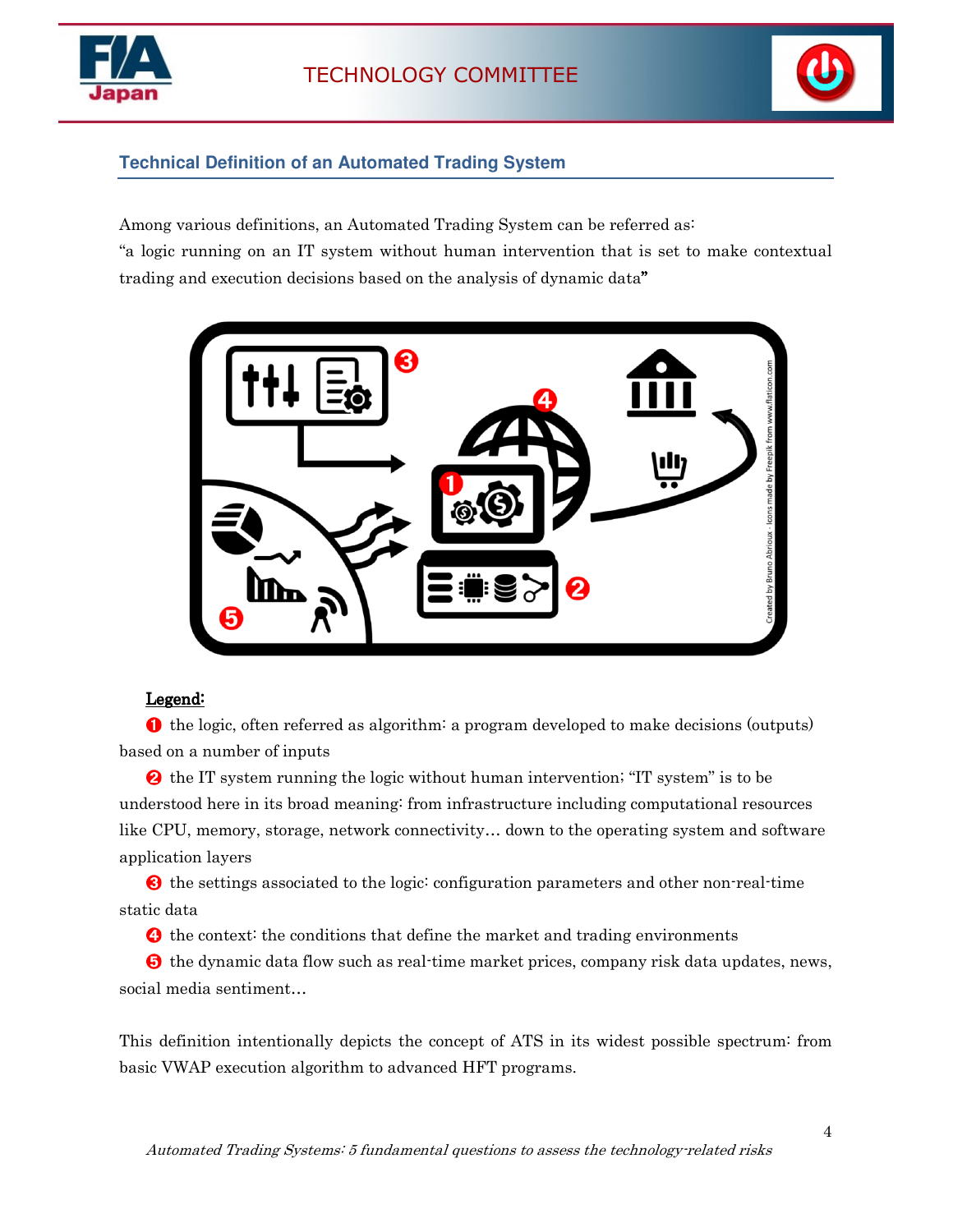## Technical Definition of an Automated Trading System

Among various definitions, an Automated Trading System can be referred as:
"a logic running on an IT system without human intervention that is set to make contextual trading and execution decisions based on the analysis of dynamic data"

Created by Bruno Abrioux - Icons made by Freepik from www.flaticon.com

**Legend:**

❶ the logic, often referred as algorithm: a program developed to make decisions (outputs) based on a number of inputs

❷ the IT system running the logic without human intervention: "IT system" is to be understood here in its broad meaning: from infrastructure including computational resources like CPU, memory, storage, network connectivity… down to the operating system and software application layers

❸ the settings associated to the logic: configuration parameters and other non-real-time static data

❹ the context: the conditions that define the market and trading environments

❺ the dynamic data flow such as real-time market prices, company risk data updates, news, social media sentiment…

This definition intentionally depicts the concept of ATS in its widest possible spectrum: from basic VWAP execution algorithm to advanced HFT programs.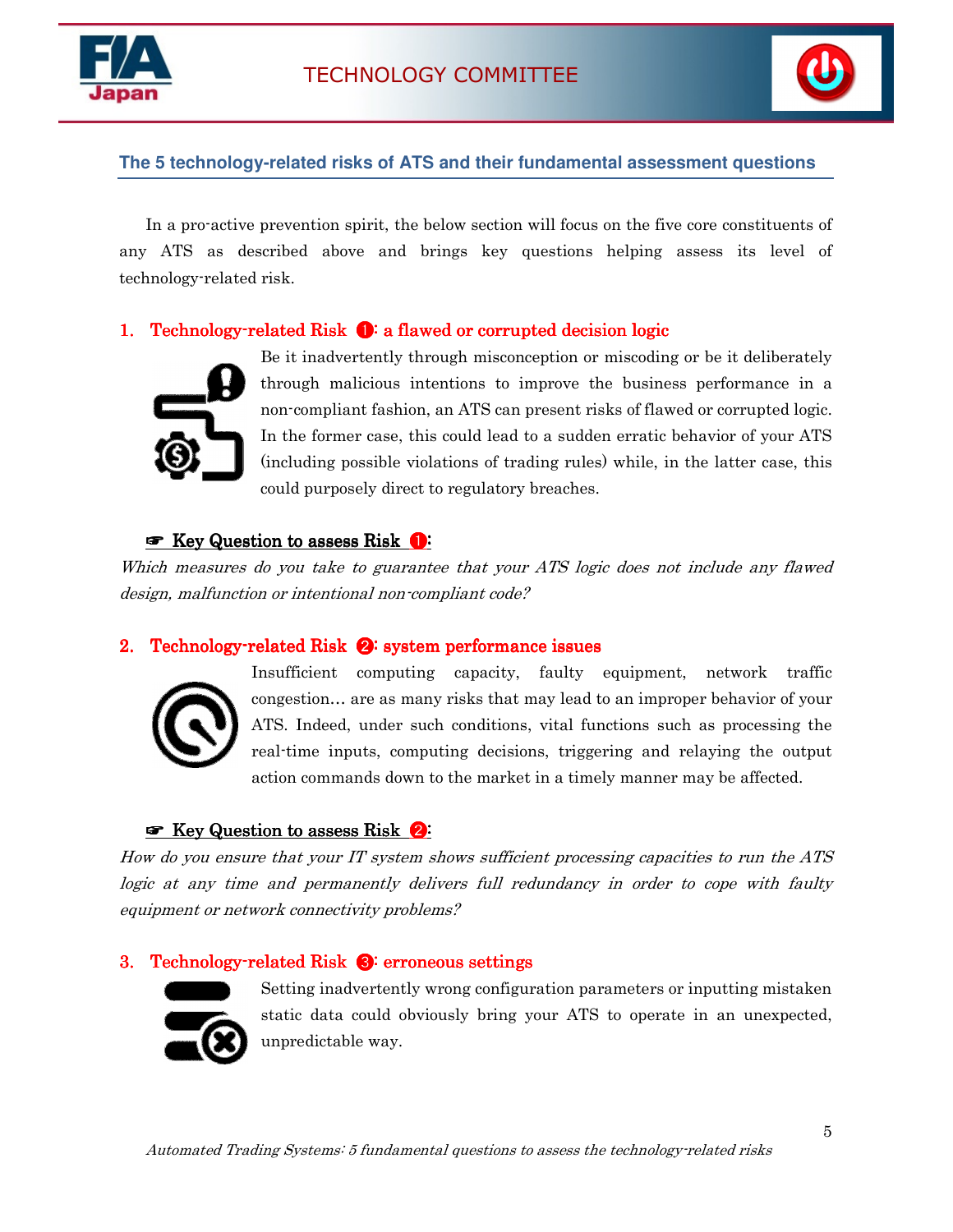## The 5 technology-related risks of ATS and their fundamental assessment questions

In a pro-active prevention spirit, the below section will focus on the five core constituents of any ATS as described above and brings key questions helping assess its level of technology-related risk.

### 1. Technology-related Risk ❶: a flawed or corrupted decision logic

Be it inadvertently through misconception or miscoding or be it deliberately through malicious intentions to improve the business performance in a non-compliant fashion, an ATS can present risks of flawed or corrupted logic. In the former case, this could lead to a sudden erratic behavior of your ATS (including possible violations of trading rules) while, in the latter case, this could purposely direct to regulatory breaches.

☞ **Key Question to assess Risk ❶:**

*Which measures do you take to guarantee that your ATS logic does not include any flawed design, malfunction or intentional non-compliant code?*

### 2. Technology-related Risk ❷: system performance issues

Insufficient computing capacity, faulty equipment, network traffic congestion… are as many risks that may lead to an improper behavior of your ATS. Indeed, under such conditions, vital functions such as processing the real-time inputs, computing decisions, triggering and relaying the output action commands down to the market in a timely manner may be affected.

☞ **Key Question to assess Risk ❷:**

*How do you ensure that your IT system shows sufficient processing capacities to run the ATS logic at any time and permanently delivers full redundancy in order to cope with faulty equipment or network connectivity problems?*

### 3. Technology-related Risk ❸: erroneous settings

Setting inadvertently wrong configuration parameters or inputting mistaken static data could obviously bring your ATS to operate in an unexpected, unpredictable way.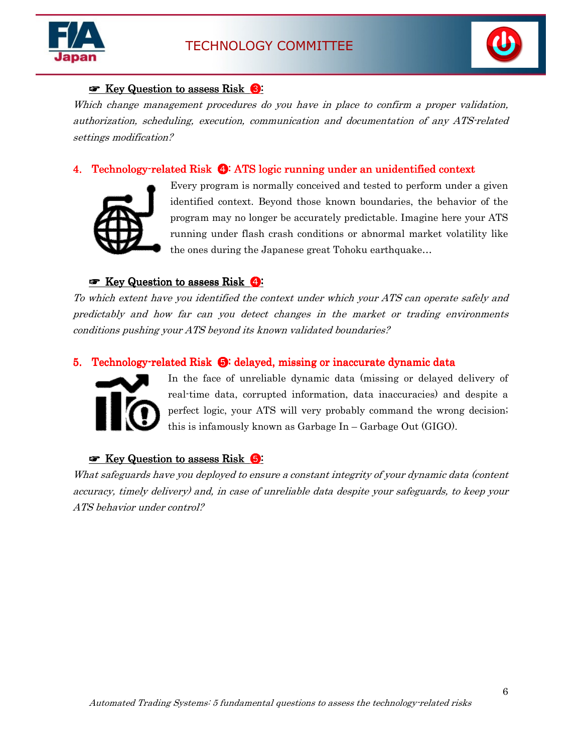☞ <u>Key Question to assess Risk ❸:</u>

*Which change management procedures do you have in place to confirm a proper validation, authorization, scheduling, execution, communication and documentation of any ATS-related settings modification?*

## 4. Technology-related Risk ❹: ATS logic running under an unidentified context

Every program is normally conceived and tested to perform under a given identified context. Beyond those known boundaries, the behavior of the program may no longer be accurately predictable. Imagine here your ATS running under flash crash conditions or abnormal market volatility like the ones during the Japanese great Tohoku earthquake…

☞ <u>Key Question to assess Risk ❹:</u>

*To which extent have you identified the context under which your ATS can operate safely and predictably and how far can you detect changes in the market or trading environments conditions pushing your ATS beyond its known validated boundaries?*

## 5. Technology-related Risk ❺: delayed, missing or inaccurate dynamic data

In the face of unreliable dynamic data (missing or delayed delivery of real-time data, corrupted information, data inaccuracies) and despite a perfect logic, your ATS will very probably command the wrong decision; this is infamously known as Garbage In – Garbage Out (GIGO).

☞ <u>Key Question to assess Risk ❺:</u>

*What safeguards have you deployed to ensure a constant integrity of your dynamic data (content accuracy, timely delivery) and, in case of unreliable data despite your safeguards, to keep your ATS behavior under control?*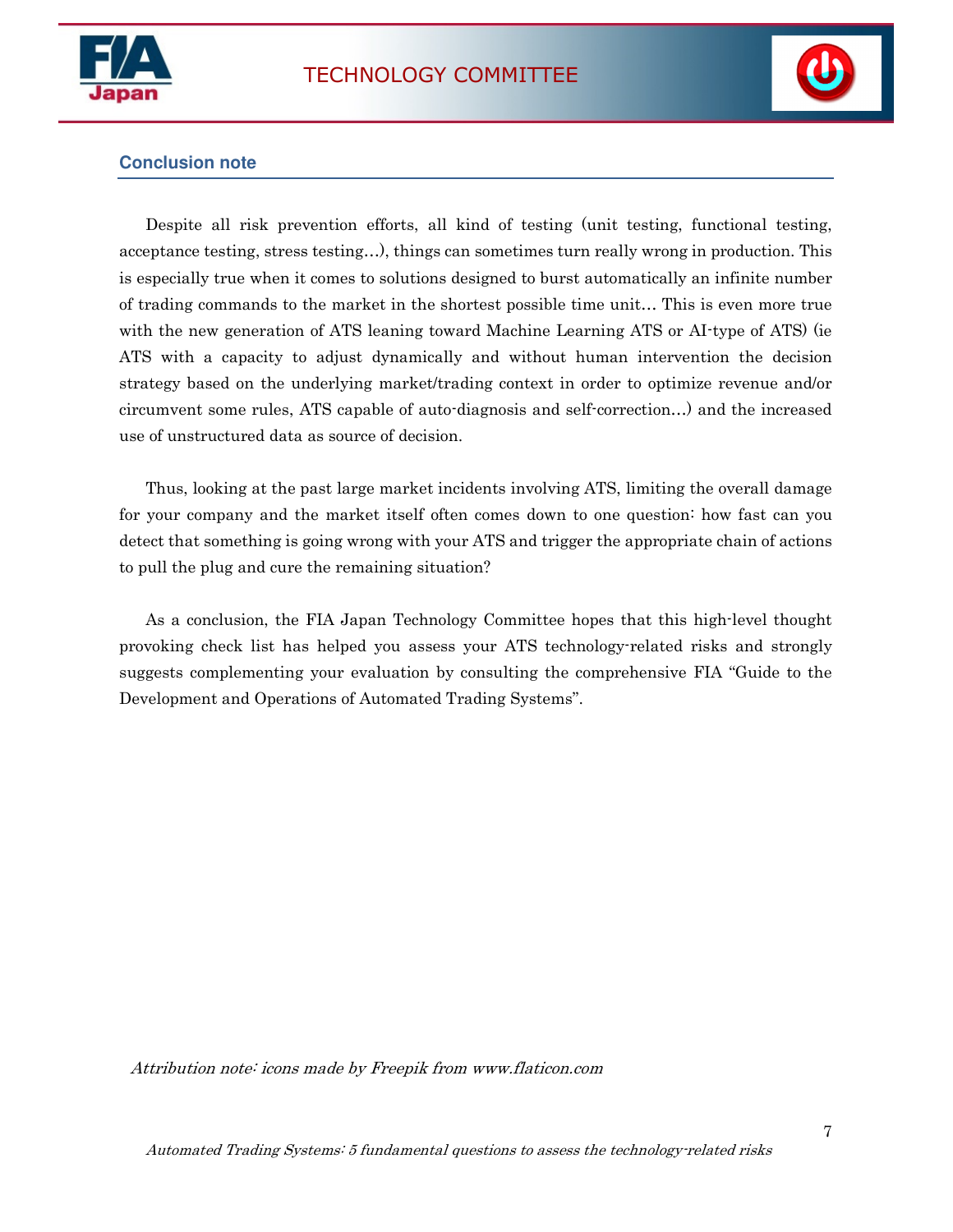## Conclusion note

Despite all risk prevention efforts, all kind of testing (unit testing, functional testing, acceptance testing, stress testing…), things can sometimes turn really wrong in production. This is especially true when it comes to solutions designed to burst automatically an infinite number of trading commands to the market in the shortest possible time unit… This is even more true with the new generation of ATS leaning toward Machine Learning ATS or AI-type of ATS) (ie ATS with a capacity to adjust dynamically and without human intervention the decision strategy based on the underlying market/trading context in order to optimize revenue and/or circumvent some rules, ATS capable of auto-diagnosis and self-correction…) and the increased use of unstructured data as source of decision.

Thus, looking at the past large market incidents involving ATS, limiting the overall damage for your company and the market itself often comes down to one question: how fast can you detect that something is going wrong with your ATS and trigger the appropriate chain of actions to pull the plug and cure the remaining situation?

As a conclusion, the FIA Japan Technology Committee hopes that this high-level thought provoking check list has helped you assess your ATS technology-related risks and strongly suggests complementing your evaluation by consulting the comprehensive FIA "Guide to the Development and Operations of Automated Trading Systems".

*Attribution note: icons made by Freepik from www.flaticon.com*